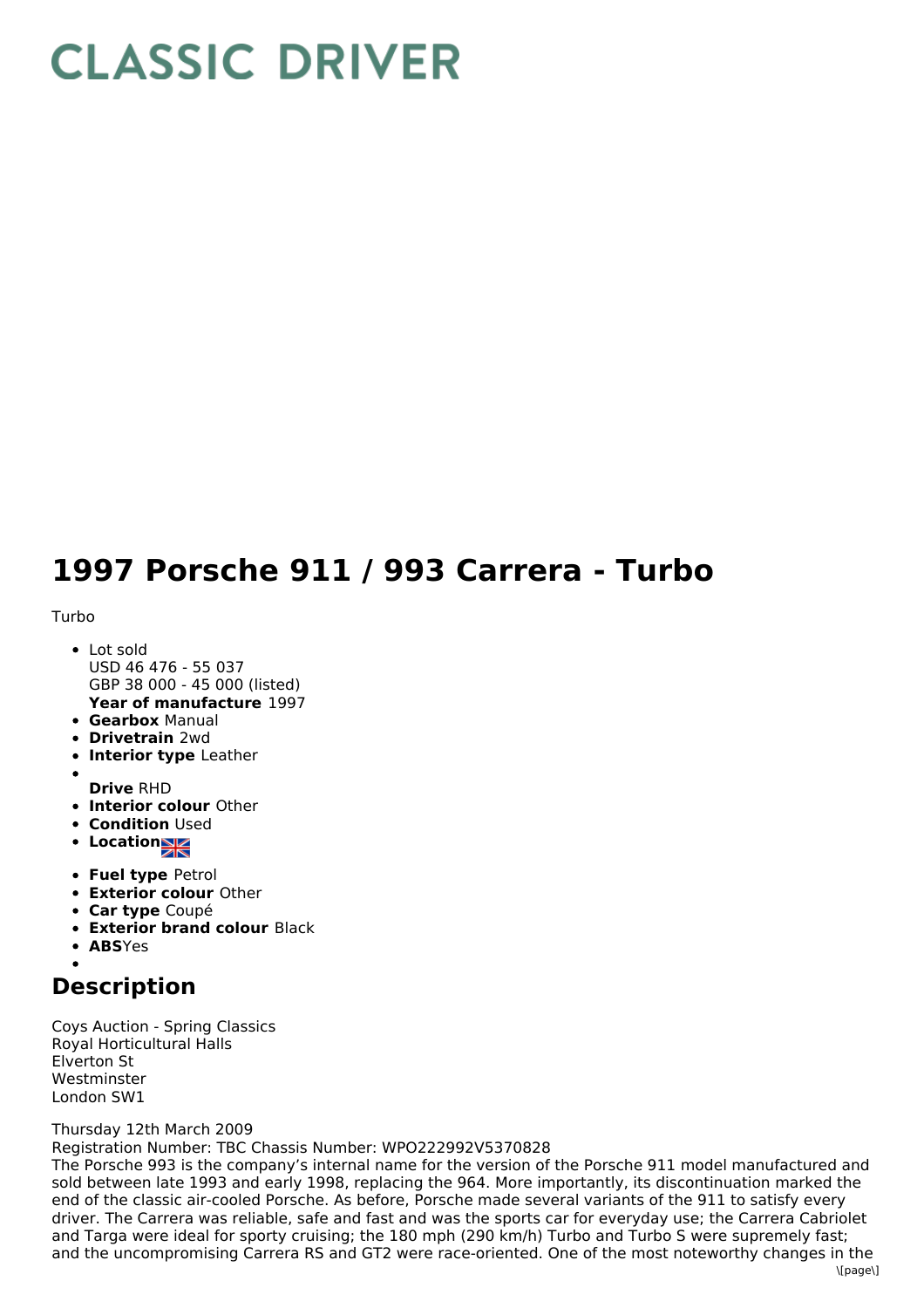# CLASSIC DRIVER

# 1997 Porsche 911 / 993 Carrera - Turbo

Turbo

- Lot sold
  USD 46 476 - 55 037
  GBP 38 000 - 45 000 (listed)
  **Year of manufacture** 1997
- **Gearbox** Manual
- **Drivetrain** 2wd
- **Interior type** Leather
- 
  **Drive** RHD
- **Interior colour** Other
- **Condition** Used
- **Location**
- **Fuel type** Petrol
- **Exterior colour** Other
- **Car type** Coupé
- **Exterior brand colour** Black
- **ABS** Yes
- 

## Description

Coys Auction - Spring Classics
Royal Horticultural Halls
Elverton St
Westminster
London SW1

Thursday 12th March 2009
Registration Number: TBC Chassis Number: WPO222992V5370828
The Porsche 993 is the company's internal name for the version of the Porsche 911 model manufactured and sold between late 1993 and early 1998, replacing the 964. More importantly, its discontinuation marked the end of the classic air-cooled Porsche. As before, Porsche made several variants of the 911 to satisfy every driver. The Carrera was reliable, safe and fast and was the sports car for everyday use; the Carrera Cabriolet and Targa were ideal for sporty cruising; the 180 mph (290 km/h) Turbo and Turbo S were supremely fast; and the uncompromising Carrera RS and GT2 were race-oriented. One of the most noteworthy changes in the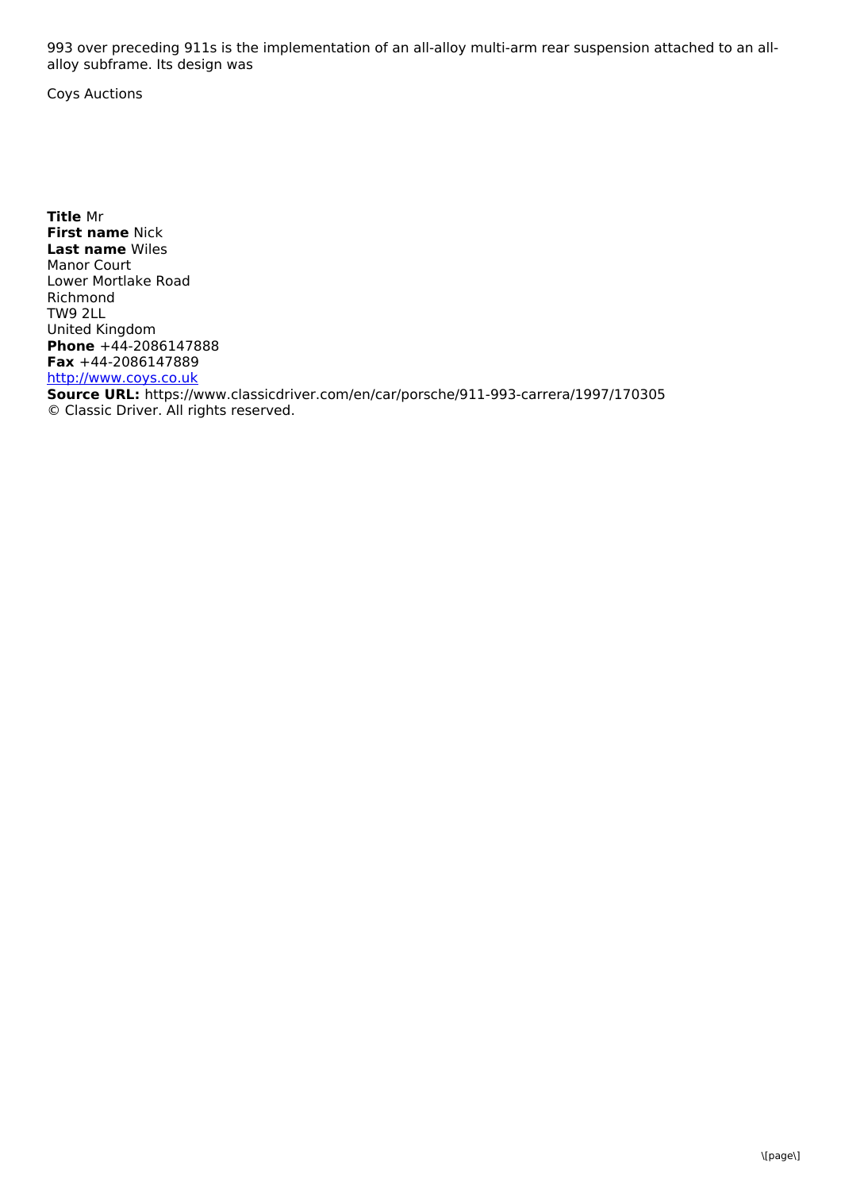993 over preceding 911s is the implementation of an all-alloy multi-arm rear suspension attached to an all-alloy subframe. Its design was

Coys Auctions

**Title** Mr
**First name** Nick
**Last name** Wiles
Manor Court
Lower Mortlake Road
Richmond
TW9 2LL
United Kingdom
**Phone** +44-2086147888
**Fax** +44-2086147889
[http://www.coys.co.uk](http://www.coys.co.uk)
**Source URL:** https://www.classicdriver.com/en/car/porsche/911-993-carrera/1997/170305
© Classic Driver. All rights reserved.